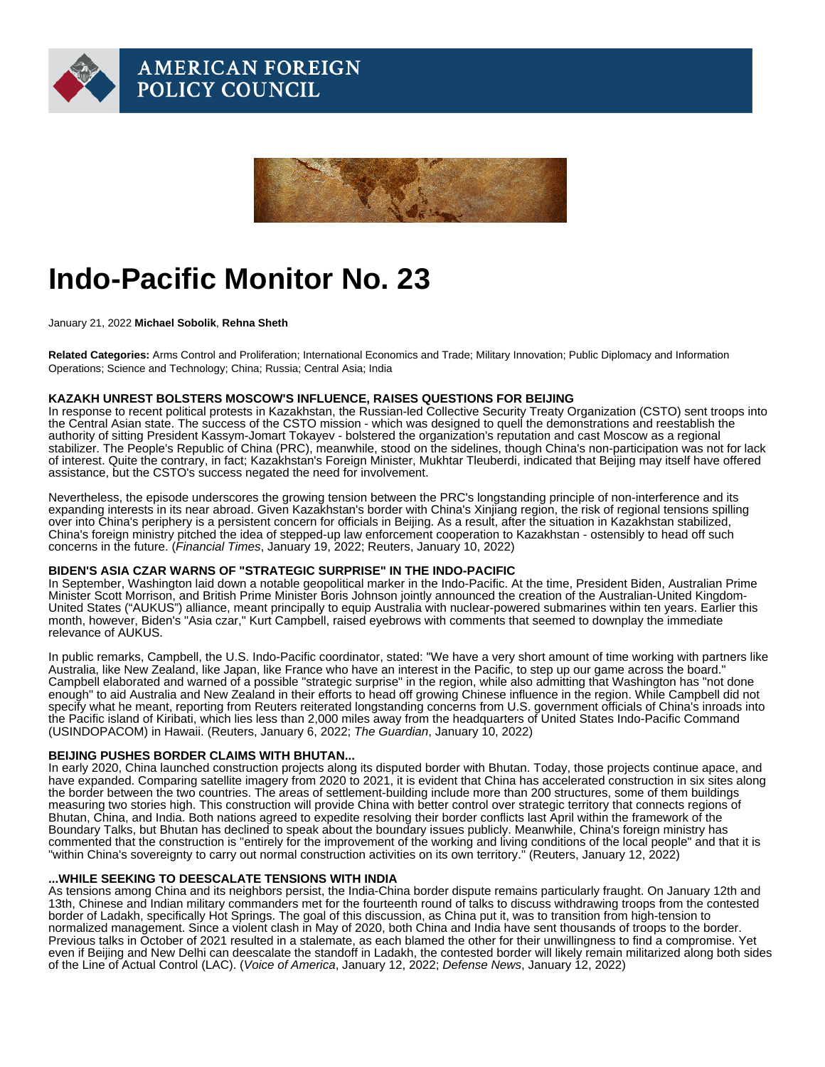AMERICAN FOREIGN POLICY COUNCIL

# Indo-Pacific Monitor No. 23

January 21, 2022 **Michael Sobolik**, **Rehna Sheth**

**Related Categories:** Arms Control and Proliferation; International Economics and Trade; Military Innovation; Public Diplomacy and Information Operations; Science and Technology; China; Russia; Central Asia; India

### KAZAKH UNREST BOLSTERS MOSCOW'S INFLUENCE, RAISES QUESTIONS FOR BEIJING

In response to recent political protests in Kazakhstan, the Russian-led Collective Security Treaty Organization (CSTO) sent troops into the Central Asian state. The success of the CSTO mission - which was designed to quell the demonstrations and reestablish the authority of sitting President Kassym-Jomart Tokayev - bolstered the organization's reputation and cast Moscow as a regional stabilizer. The People's Republic of China (PRC), meanwhile, stood on the sidelines, though China's non-participation was not for lack of interest. Quite the contrary, in fact; Kazakhstan's Foreign Minister, Mukhtar Tleuberdi, indicated that Beijing may itself have offered assistance, but the CSTO's success negated the need for involvement.

Nevertheless, the episode underscores the growing tension between the PRC's longstanding principle of non-interference and its expanding interests in its near abroad. Given Kazakhstan's border with China's Xinjiang region, the risk of regional tensions spilling over into China's periphery is a persistent concern for officials in Beijing. As a result, after the situation in Kazakhstan stabilized, China's foreign ministry pitched the idea of stepped-up law enforcement cooperation to Kazakhstan - ostensibly to head off such concerns in the future. (*Financial Times*, January 19, 2022; Reuters, January 10, 2022)

### BIDEN'S ASIA CZAR WARNS OF "STRATEGIC SURPRISE" IN THE INDO-PACIFIC

In September, Washington laid down a notable geopolitical marker in the Indo-Pacific. At the time, President Biden, Australian Prime Minister Scott Morrison, and British Prime Minister Boris Johnson jointly announced the creation of the Australian-United Kingdom-United States ("AUKUS") alliance, meant principally to equip Australia with nuclear-powered submarines within ten years. Earlier this month, however, Biden's "Asia czar," Kurt Campbell, raised eyebrows with comments that seemed to downplay the immediate relevance of AUKUS.

In public remarks, Campbell, the U.S. Indo-Pacific coordinator, stated: "We have a very short amount of time working with partners like Australia, like New Zealand, like Japan, like France who have an interest in the Pacific, to step up our game across the board." Campbell elaborated and warned of a possible "strategic surprise" in the region, while also admitting that Washington has "not done enough" to aid Australia and New Zealand in their efforts to head off growing Chinese influence in the region. While Campbell did not specify what he meant, reporting from Reuters reiterated longstanding concerns from U.S. government officials of China's inroads into the Pacific island of Kiribati, which lies less than 2,000 miles away from the headquarters of United States Indo-Pacific Command (USINDOPACOM) in Hawaii. (Reuters, January 6, 2022; *The Guardian*, January 10, 2022)

### BEIJING PUSHES BORDER CLAIMS WITH BHUTAN...

In early 2020, China launched construction projects along its disputed border with Bhutan. Today, those projects continue apace, and have expanded. Comparing satellite imagery from 2020 to 2021, it is evident that China has accelerated construction in six sites along the border between the two countries. The areas of settlement-building include more than 200 structures, some of them buildings measuring two stories high. This construction will provide China with better control over strategic territory that connects regions of Bhutan, China, and India. Both nations agreed to expedite resolving their border conflicts last April within the framework of the Boundary Talks, but Bhutan has declined to speak about the boundary issues publicly. Meanwhile, China's foreign ministry has commented that the construction is "entirely for the improvement of the working and living conditions of the local people" and that it is "within China's sovereignty to carry out normal construction activities on its own territory." (Reuters, January 12, 2022)

### ...WHILE SEEKING TO DEESCALATE TENSIONS WITH INDIA

As tensions among China and its neighbors persist, the India-China border dispute remains particularly fraught. On January 12th and 13th, Chinese and Indian military commanders met for the fourteenth round of talks to discuss withdrawing troops from the contested border of Ladakh, specifically Hot Springs. The goal of this discussion, as China put it, was to transition from high-tension to normalized management. Since a violent clash in May of 2020, both China and India have sent thousands of troops to the border. Previous talks in October of 2021 resulted in a stalemate, as each blamed the other for their unwillingness to find a compromise. Yet even if Beijing and New Delhi can deescalate the standoff in Ladakh, the contested border will likely remain militarized along both sides of the Line of Actual Control (LAC). (*Voice of America*, January 12, 2022; *Defense News*, January 12, 2022)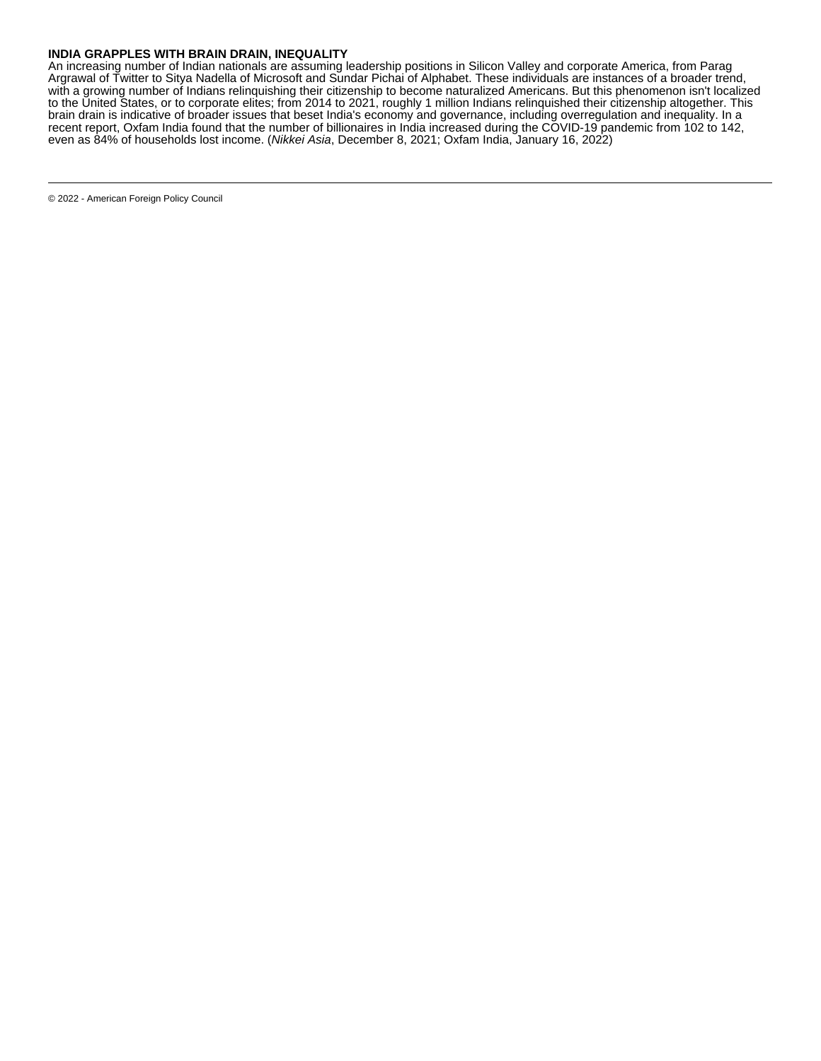**INDIA GRAPPLES WITH BRAIN DRAIN, INEQUALITY**

An increasing number of Indian nationals are assuming leadership positions in Silicon Valley and corporate America, from Parag Argrawal of Twitter to Sitya Nadella of Microsoft and Sundar Pichai of Alphabet. These individuals are instances of a broader trend, with a growing number of Indians relinquishing their citizenship to become naturalized Americans. But this phenomenon isn't localized to the United States, or to corporate elites; from 2014 to 2021, roughly 1 million Indians relinquished their citizenship altogether. This brain drain is indicative of broader issues that beset India's economy and governance, including overregulation and inequality. In a recent report, Oxfam India found that the number of billionaires in India increased during the COVID-19 pandemic from 102 to 142, even as 84% of households lost income. (*Nikkei Asia*, December 8, 2021; Oxfam India, January 16, 2022)

---

© 2022 - American Foreign Policy Council